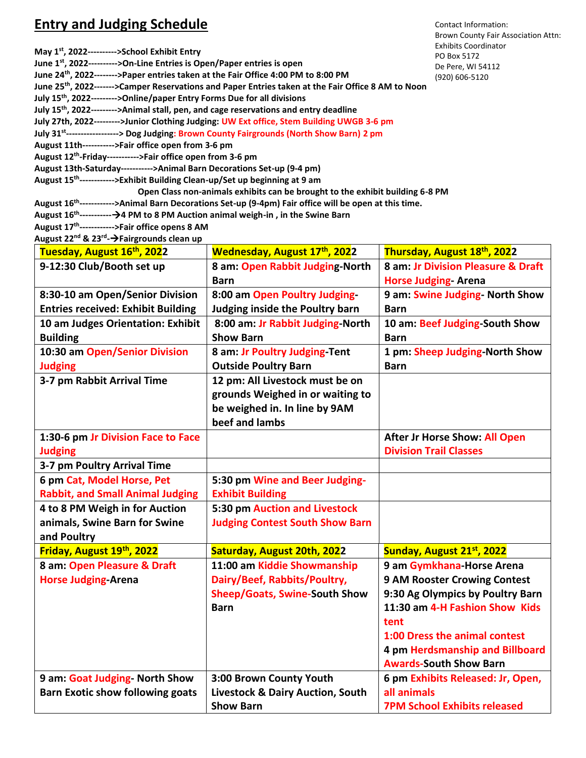# Entry and Judging Schedule

Contact Information:
Brown County Fair Association Attn:
Exhibits Coordinator
PO Box 5172
De Pere, WI 54112
(920) 606-5120

**May 1st, 2022---------->School Exhibit Entry**
**June 1st, 2022---------->On-Line Entries is Open/Paper entries is open**
**June 24th, 2022-------->Paper entries taken at the Fair Office 4:00 PM to 8:00 PM**
**June 25th, 2022------->Camper Reservations and Paper Entries taken at the Fair Office 8 AM to Noon**
**July 15th, 2022--------->Online/paper Entry Forms Due for all divisions**
**July 15th, 2022--------->Animal stall, pen, and cage reservations and entry deadline**
**July 27th, 2022--------->Junior Clothing Judging: UW Ext office, Stem Building UWGB 3-6 pm**
**July 31st-----------------> Dog Judging: Brown County Fairgrounds (North Show Barn) 2 pm**
**August 11th----------->Fair office open from 3-6 pm**
**August 12th-Friday----------->Fair office open from 3-6 pm**
**August 13th-Saturday----------->Animal Barn Decorations Set-up (9-4 pm)**
**August 15th------------>Exhibit Building Clean-up/Set up beginning at 9 am**
**Open Class non-animals exhibits can be brought to the exhibit building 6-8 PM**
**August 16th------------>Animal Barn Decorations Set-up (9-4pm) Fair office will be open at this time.**
**August 16th----------→4 PM to 8 PM Auction animal weigh-in , in the Swine Barn**
**August 17th------------>Fair office opens 8 AM**
**August 22nd & 23rd-→Fairgrounds clean up**

| Tuesday, August 16th, 2022 | Wednesday, August 17th, 2022 | Thursday, August 18th, 2022 |
|---|---|---|
| 9-12:30 Club/Booth set up | 8 am: Open Rabbit Judging-North Barn | 8 am: Jr Division Pleasure & Draft Horse Judging- Arena |
| 8:30-10 am Open/Senior Division Entries received: Exhibit Building | 8:00 am Open Poultry Judging- Judging inside the Poultry barn | 9 am: Swine Judging- North Show Barn |
| 10 am Judges Orientation: Exhibit Building | 8:00 am: Jr Rabbit Judging-North Show Barn | 10 am: Beef Judging-South Show Barn |
| 10:30 am Open/Senior Division Judging | 8 am: Jr Poultry Judging-Tent Outside Poultry Barn | 1 pm: Sheep Judging-North Show Barn |
| 3-7 pm Rabbit Arrival Time | 12 pm: All Livestock must be on grounds Weighed in or waiting to be weighed in. In line by 9AM beef and lambs | |
| 1:30-6 pm Jr Division Face to Face Judging | | After Jr Horse Show: All Open Division Trail Classes |
| 3-7 pm Poultry Arrival Time | | |
| 6 pm Cat, Model Horse, Pet Rabbit, and Small Animal Judging | 5:30 pm Wine and Beer Judging- Exhibit Building | |
| 4 to 8 PM Weigh in for Auction animals, Swine Barn for Swine and Poultry | 5:30 pm Auction and Livestock Judging Contest South Show Barn | |
| **Friday, August 19th, 2022** | **Saturday, August 20th, 2022** | **Sunday, August 21st, 2022** |
| 8 am: Open Pleasure & Draft Horse Judging-Arena | 11:00 am Kiddie Showmanship Dairy/Beef, Rabbits/Poultry, Sheep/Goats, Swine-South Show Barn | 9 am Gymkhana-Horse Arena<br>9 AM Rooster Crowing Contest<br>9:30 Ag Olympics by Poultry Barn<br>11:30 am 4-H Fashion Show Kids tent<br>1:00 Dress the animal contest<br>4 pm Herdsmanship and Billboard Awards-South Show Barn |
| 9 am: Goat Judging- North Show Barn Exotic show following goats | 3:00 Brown County Youth Livestock & Dairy Auction, South Show Barn | 6 pm Exhibits Released: Jr, Open, all animals<br>7PM School Exhibits released |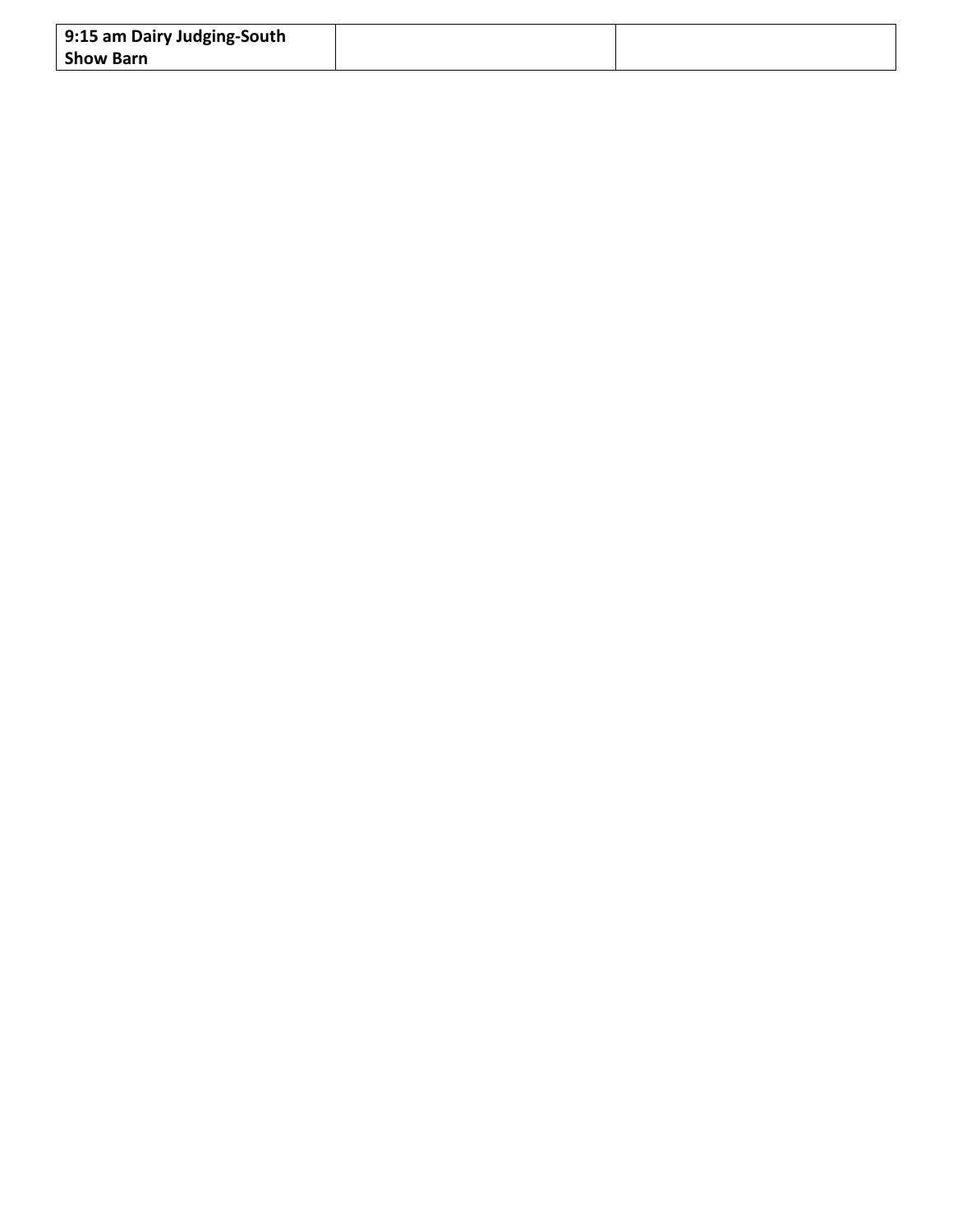| 9:15 am Dairy Judging-South Show Barn | | |
|---|---|---|